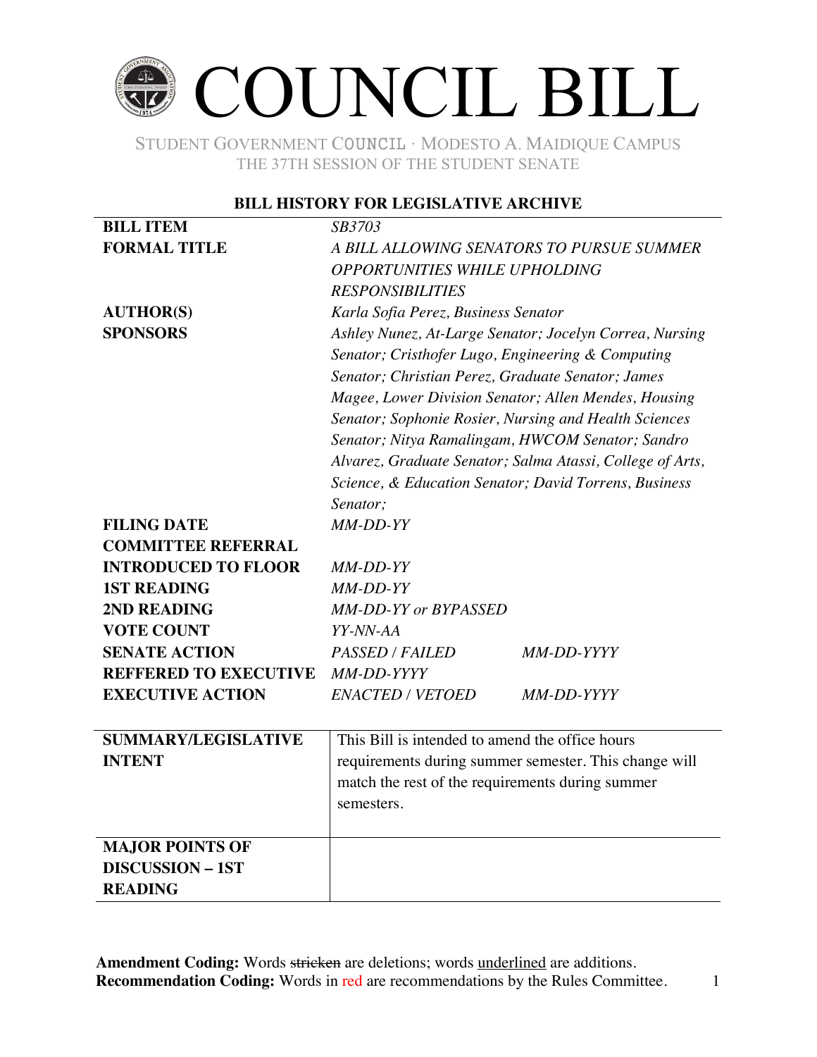# COUNCIL BILL

STUDENT GOVERNMENT COUNCIL · MODESTO A. MAIDIQUE CAMPUS
THE 37TH SESSION OF THE STUDENT SENATE

**BILL HISTORY FOR LEGISLATIVE ARCHIVE**

| | | |
|---|---|---|
| **BILL ITEM** | *SB3703* | |
| **FORMAL TITLE** | *A BILL ALLOWING SENATORS TO PURSUE SUMMER OPPORTUNITIES WHILE UPHOLDING RESPONSIBILITIES* | |
| **AUTHOR(S)** | *Karla Sofia Perez, Business Senator* | |
| **SPONSORS** | *Ashley Nunez, At-Large Senator; Jocelyn Correa, Nursing Senator; Cristhofer Lugo, Engineering & Computing Senator; Christian Perez, Graduate Senator; James Magee, Lower Division Senator; Allen Mendes, Housing Senator; Sophonie Rosier, Nursing and Health Sciences Senator; Nitya Ramalingam, HWCOM Senator; Sandro Alvarez, Graduate Senator; Salma Atassi, College of Arts, Science, & Education Senator; David Torrens, Business Senator;* | |
| **FILING DATE** | *MM-DD-YY* | |
| **COMMITTEE REFERRAL** | | |
| **INTRODUCED TO FLOOR** | *MM-DD-YY* | |
| **1ST READING** | *MM-DD-YY* | |
| **2ND READING** | *MM-DD-YY or BYPASSED* | |
| **VOTE COUNT** | *YY-NN-AA* | |
| **SENATE ACTION** | *PASSED / FAILED* | *MM-DD-YYYY* |
| **REFFERED TO EXECUTIVE** | *MM-DD-YYYY* | |
| **EXECUTIVE ACTION** | *ENACTED / VETOED* | *MM-DD-YYYY* |

| | |
|---|---|
| **SUMMARY/LEGISLATIVE INTENT** | This Bill is intended to amend the office hours requirements during summer semester. This change will match the rest of the requirements during summer semesters. |
| **MAJOR POINTS OF DISCUSSION – 1ST READING** | |

**Amendment Coding:** Words ~~stricken~~ are deletions; words <u>underlined</u> are additions.
**Recommendation Coding:** Words in red are recommendations by the Rules Committee.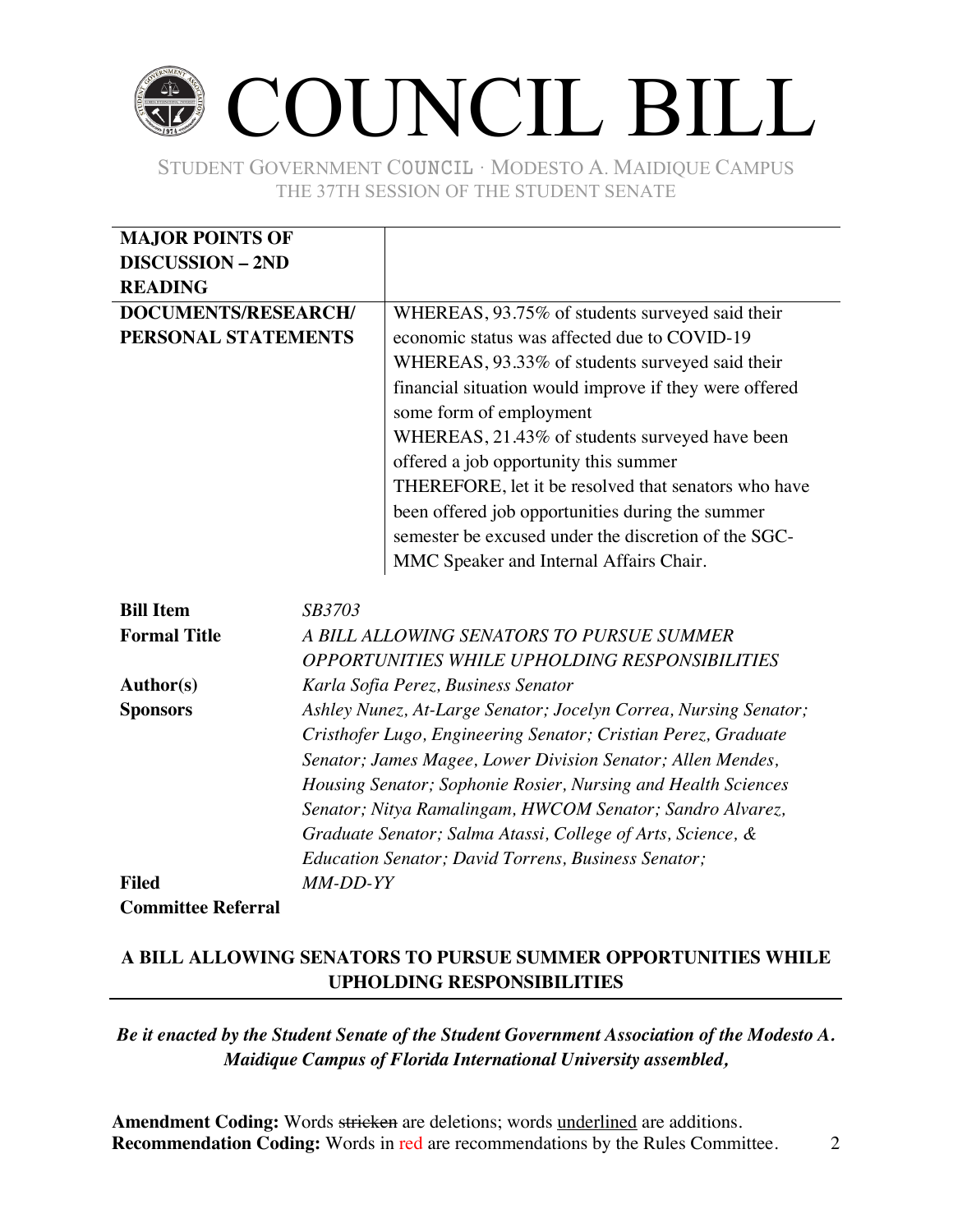# COUNCIL BILL

STUDENT GOVERNMENT COUNCIL · MODESTO A. MAIDIQUE CAMPUS
THE 37TH SESSION OF THE STUDENT SENATE

| **MAJOR POINTS OF DISCUSSION – 2ND READING** | |
|---|---|
| **DOCUMENTS/RESEARCH/ PERSONAL STATEMENTS** | WHEREAS, 93.75% of students surveyed said their economic status was affected due to COVID-19 WHEREAS, 93.33% of students surveyed said their financial situation would improve if they were offered some form of employment WHEREAS, 21.43% of students surveyed have been offered a job opportunity this summer THEREFORE, let it be resolved that senators who have been offered job opportunities during the summer semester be excused under the discretion of the SGC-MMC Speaker and Internal Affairs Chair. |

| | |
|---|---|
| **Bill Item** | *SB3703* |
| **Formal Title** | *A BILL ALLOWING SENATORS TO PURSUE SUMMER OPPORTUNITIES WHILE UPHOLDING RESPONSIBILITIES* |
| **Author(s)** | *Karla Sofia Perez, Business Senator* |
| **Sponsors** | *Ashley Nunez, At-Large Senator; Jocelyn Correa, Nursing Senator; Cristhofer Lugo, Engineering Senator; Cristian Perez, Graduate Senator; James Magee, Lower Division Senator; Allen Mendes, Housing Senator; Sophonie Rosier, Nursing and Health Sciences Senator; Nitya Ramalingam, HWCOM Senator; Sandro Alvarez, Graduate Senator; Salma Atassi, College of Arts, Science, & Education Senator; David Torrens, Business Senator;* |
| **Filed** | *MM-DD-YY* |
| **Committee Referral** | |

## A BILL ALLOWING SENATORS TO PURSUE SUMMER OPPORTUNITIES WHILE UPHOLDING RESPONSIBILITIES

***Be it enacted by the Student Senate of the Student Government Association of the Modesto A. Maidique Campus of Florida International University assembled,***

**Amendment Coding:** Words ~~stricken~~ are deletions; words <u>underlined</u> are additions.
**Recommendation Coding:** Words in red are recommendations by the Rules Committee.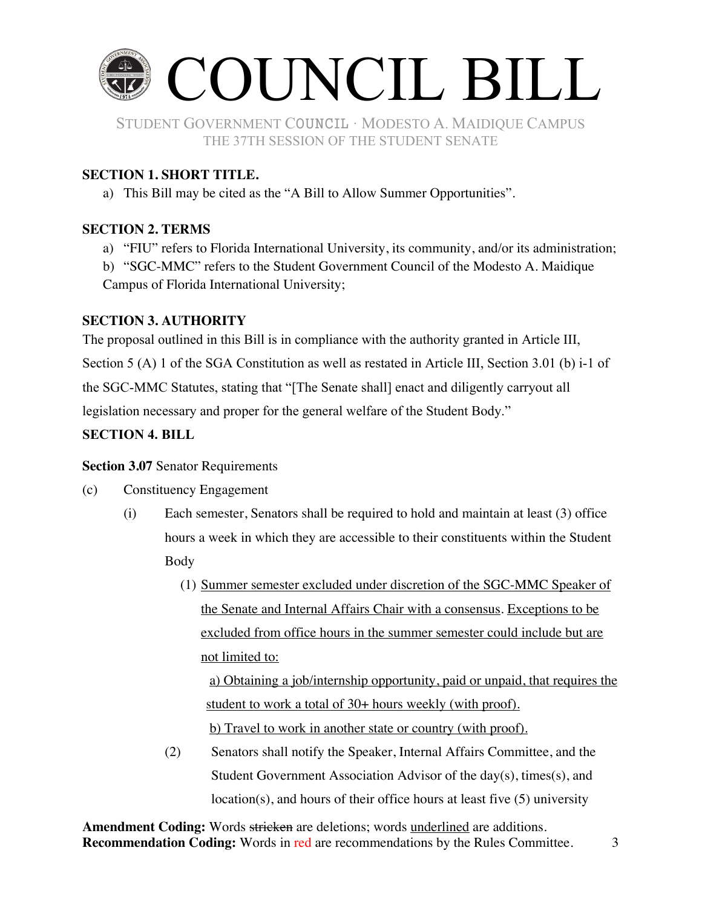# COUNCIL BILL

STUDENT GOVERNMENT COUNCIL · MODESTO A. MAIDIQUE CAMPUS
THE 37TH SESSION OF THE STUDENT SENATE

**SECTION 1. SHORT TITLE.**

a) This Bill may be cited as the "A Bill to Allow Summer Opportunities".

**SECTION 2. TERMS**

a) "FIU" refers to Florida International University, its community, and/or its administration;

b) "SGC-MMC" refers to the Student Government Council of the Modesto A. Maidique Campus of Florida International University;

**SECTION 3. AUTHORITY**

The proposal outlined in this Bill is in compliance with the authority granted in Article III, Section 5 (A) 1 of the SGA Constitution as well as restated in Article III, Section 3.01 (b) i-1 of the SGC-MMC Statutes, stating that "[The Senate shall] enact and diligently carryout all legislation necessary and proper for the general welfare of the Student Body."

**SECTION 4. BILL**

**Section 3.07** Senator Requirements

(c) Constituency Engagement

(i) Each semester, Senators shall be required to hold and maintain at least (3) office hours a week in which they are accessible to their constituents within the Student Body

(1) <u>Summer semester excluded under discretion of the SGC-MMC Speaker of the Senate and Internal Affairs Chair with a consensus</u>. <u>Exceptions to be excluded from office hours in the summer semester could include but are not limited to:</u>

<u>a) Obtaining a job/internship opportunity, paid or unpaid, that requires the student to work a total of 30+ hours weekly (with proof).</u>

<u>b) Travel to work in another state or country (with proof).</u>

(2) Senators shall notify the Speaker, Internal Affairs Committee, and the Student Government Association Advisor of the day(s), times(s), and location(s), and hours of their office hours at least five (5) university

**Amendment Coding:** Words ~~stricken~~ are deletions; words <u>underlined</u> are additions.
**Recommendation Coding:** Words in red are recommendations by the Rules Committee.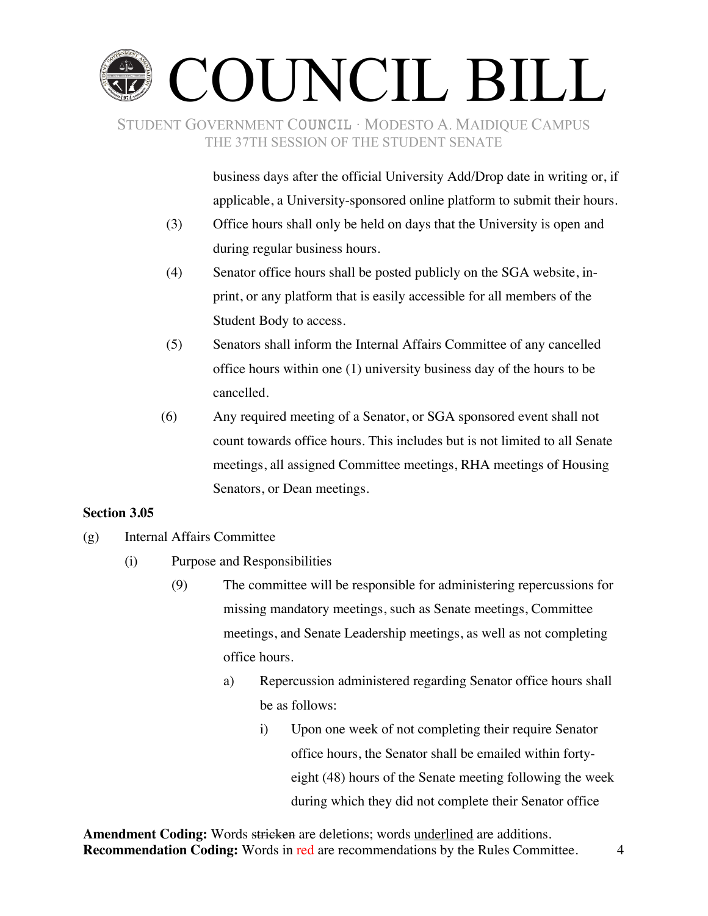business days after the official University Add/Drop date in writing or, if applicable, a University-sponsored online platform to submit their hours.

(3) Office hours shall only be held on days that the University is open and during regular business hours.

(4) Senator office hours shall be posted publicly on the SGA website, in-print, or any platform that is easily accessible for all members of the Student Body to access.

(5) Senators shall inform the Internal Affairs Committee of any cancelled office hours within one (1) university business day of the hours to be cancelled.

(6) Any required meeting of a Senator, or SGA sponsored event shall not count towards office hours. This includes but is not limited to all Senate meetings, all assigned Committee meetings, RHA meetings of Housing Senators, or Dean meetings.

**Section 3.05**

(g) Internal Affairs Committee

(i) Purpose and Responsibilities

(9) The committee will be responsible for administering repercussions for missing mandatory meetings, such as Senate meetings, Committee meetings, and Senate Leadership meetings, as well as not completing office hours.

a) Repercussion administered regarding Senator office hours shall be as follows:

i) Upon one week of not completing their require Senator office hours, the Senator shall be emailed within forty-eight (48) hours of the Senate meeting following the week during which they did not complete their Senator office

**Amendment Coding:** Words ~~stricken~~ are deletions; words <u>underlined</u> are additions.
**Recommendation Coding:** Words in red are recommendations by the Rules Committee.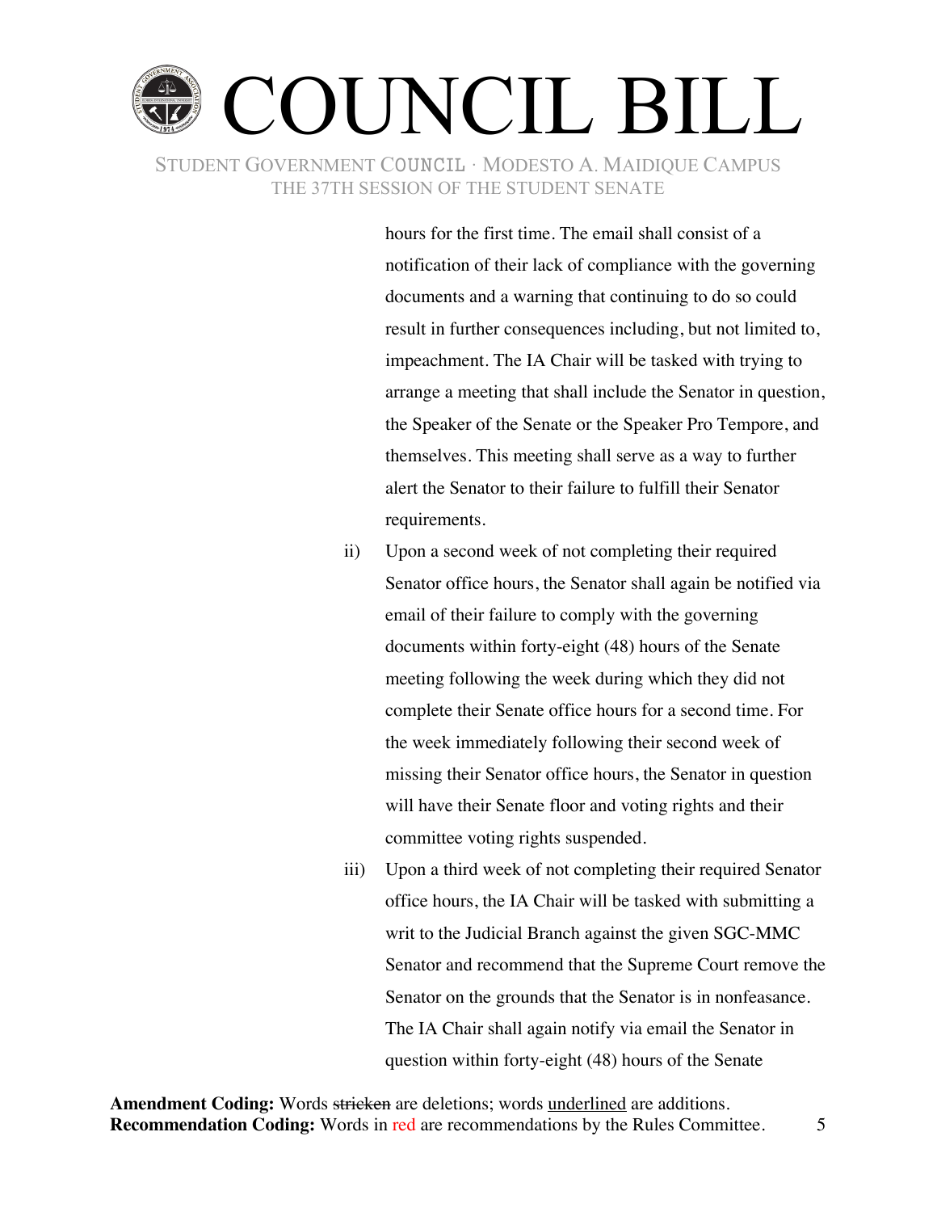hours for the first time. The email shall consist of a notification of their lack of compliance with the governing documents and a warning that continuing to do so could result in further consequences including, but not limited to, impeachment. The IA Chair will be tasked with trying to arrange a meeting that shall include the Senator in question, the Speaker of the Senate or the Speaker Pro Tempore, and themselves. This meeting shall serve as a way to further alert the Senator to their failure to fulfill their Senator requirements.

ii) Upon a second week of not completing their required Senator office hours, the Senator shall again be notified via email of their failure to comply with the governing documents within forty-eight (48) hours of the Senate meeting following the week during which they did not complete their Senate office hours for a second time. For the week immediately following their second week of missing their Senator office hours, the Senator in question will have their Senate floor and voting rights and their committee voting rights suspended.

iii) Upon a third week of not completing their required Senator office hours, the IA Chair will be tasked with submitting a writ to the Judicial Branch against the given SGC-MMC Senator and recommend that the Supreme Court remove the Senator on the grounds that the Senator is in nonfeasance. The IA Chair shall again notify via email the Senator in question within forty-eight (48) hours of the Senate

**Amendment Coding:** Words ~~stricken~~ are deletions; words <u>underlined</u> are additions.
**Recommendation Coding:** Words in red are recommendations by the Rules Committee.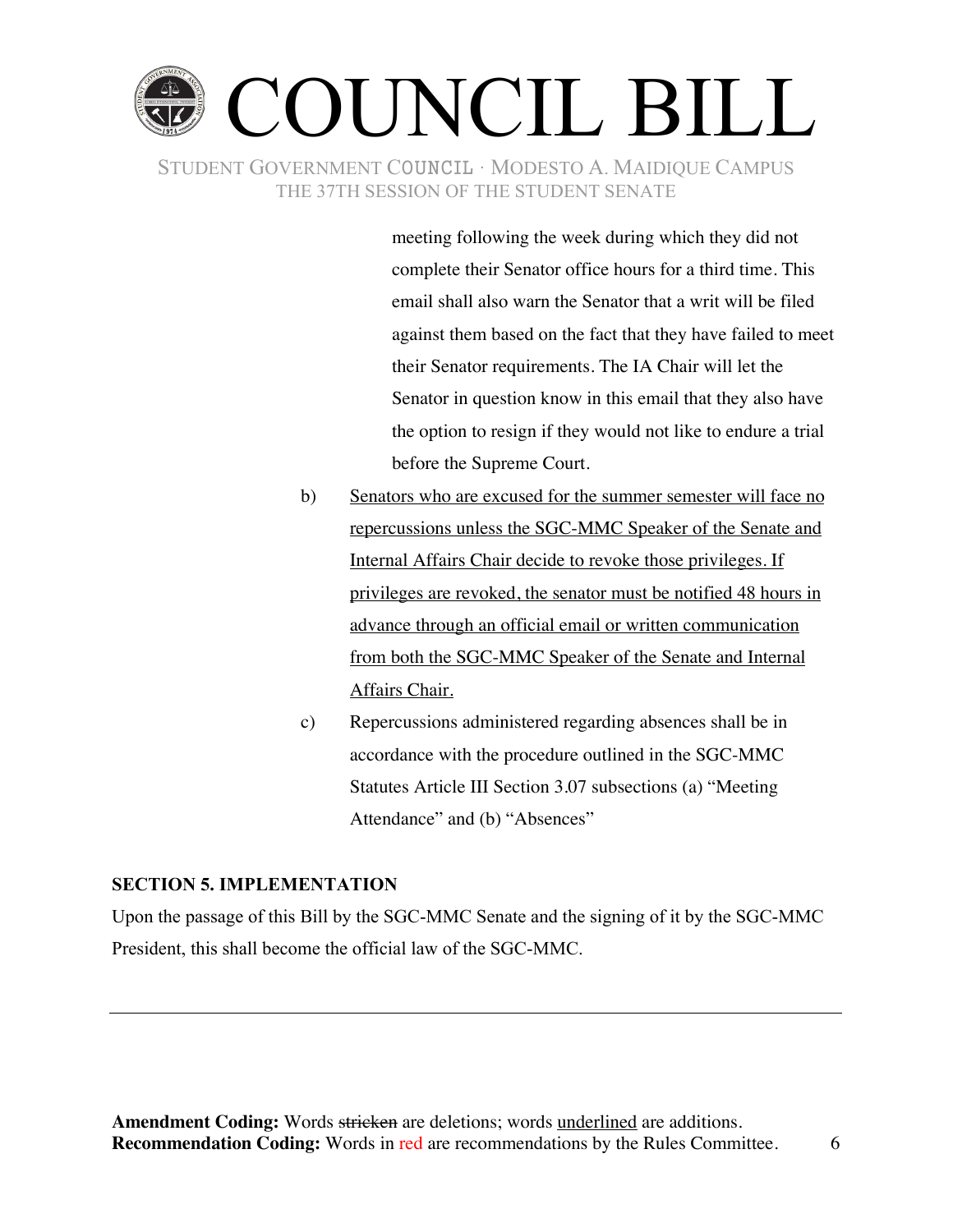meeting following the week during which they did not complete their Senator office hours for a third time. This email shall also warn the Senator that a writ will be filed against them based on the fact that they have failed to meet their Senator requirements. The IA Chair will let the Senator in question know in this email that they also have the option to resign if they would not like to endure a trial before the Supreme Court.

b) <u>Senators who are excused for the summer semester will face no repercussions unless the SGC-MMC Speaker of the Senate and Internal Affairs Chair decide to revoke those privileges. If privileges are revoked, the senator must be notified 48 hours in advance through an official email or written communication from both the SGC-MMC Speaker of the Senate and Internal Affairs Chair.</u>

c) Repercussions administered regarding absences shall be in accordance with the procedure outlined in the SGC-MMC Statutes Article III Section 3.07 subsections (a) "Meeting Attendance" and (b) "Absences"

**SECTION 5. IMPLEMENTATION**

Upon the passage of this Bill by the SGC-MMC Senate and the signing of it by the SGC-MMC President, this shall become the official law of the SGC-MMC.

---

**Amendment Coding:** Words ~~stricken~~ are deletions; words <u>underlined</u> are additions.
**Recommendation Coding:** Words in red are recommendations by the Rules Committee.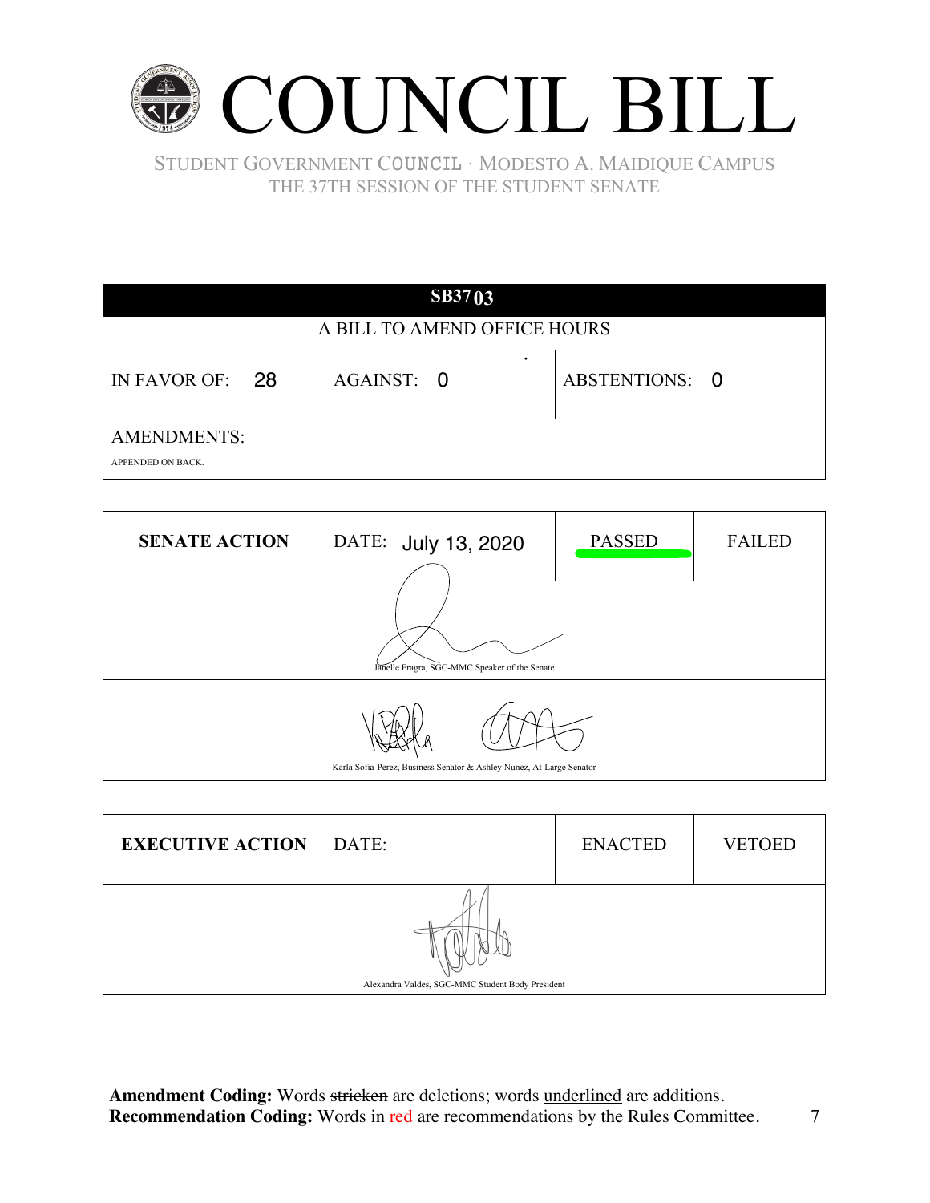# COUNCIL BILL

STUDENT GOVERNMENT COUNCIL · MODESTO A. MAIDIQUE CAMPUS
THE 37TH SESSION OF THE STUDENT SENATE

| SB3703 | | |
|---|---|---|
| A BILL TO AMEND OFFICE HOURS | | |
| IN FAVOR OF: 28 | AGAINST: 0 | ABSTENTIONS: 0 |
| AMENDMENTS: APPENDED ON BACK. | | |

| SENATE ACTION | DATE: July 13, 2020 | PASSED | FAILED |
|---|---|---|---|
| Janelle Fragra, SGC-MMC Speaker of the Senate | | | |
| Karla Sofia-Perez, Business Senator & Ashley Nunez, At-Large Senator | | | |

| EXECUTIVE ACTION | DATE: | ENACTED | VETOED |
|---|---|---|---|
| Alexandra Valdes, SGC-MMC Student Body President | | | |

**Amendment Coding:** Words ~~stricken~~ are deletions; words <u>underlined</u> are additions.
**Recommendation Coding:** Words in red are recommendations by the Rules Committee.